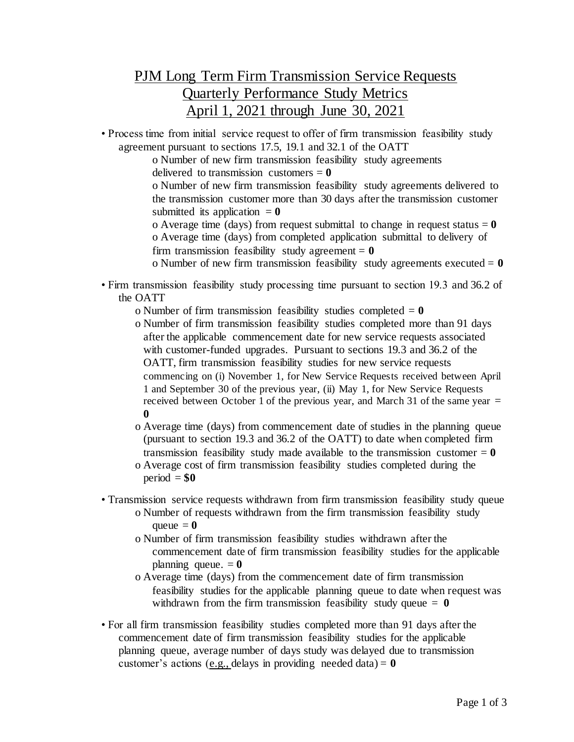# PJM Long Term Firm Transmission Service Requests
# Quarterly Performance Study Metrics
# April 1, 2021 through June 30, 2021

- Process time from initial service request to offer of firm transmission feasibility study agreement pursuant to sections 17.5, 19.1 and 32.1 of the OATT
  - o Number of new firm transmission feasibility study agreements delivered to transmission customers = **0**
  - o Number of new firm transmission feasibility study agreements delivered to the transmission customer more than 30 days after the transmission customer submitted its application = **0**
  - o Average time (days) from request submittal to change in request status = **0**
  - o Average time (days) from completed application submittal to delivery of firm transmission feasibility study agreement = **0**
  - o Number of new firm transmission feasibility study agreements executed = **0**

- Firm transmission feasibility study processing time pursuant to section 19.3 and 36.2 of the OATT
  - o Number of firm transmission feasibility studies completed = **0**
  - o Number of firm transmission feasibility studies completed more than 91 days after the applicable commencement date for new service requests associated with customer-funded upgrades. Pursuant to sections 19.3 and 36.2 of the OATT, firm transmission feasibility studies for new service requests commencing on (i) November 1, for New Service Requests received between April 1 and September 30 of the previous year, (ii) May 1, for New Service Requests received between October 1 of the previous year, and March 31 of the same year = **0**
  - o Average time (days) from commencement date of studies in the planning queue (pursuant to section 19.3 and 36.2 of the OATT) to date when completed firm transmission feasibility study made available to the transmission customer = **0**
  - o Average cost of firm transmission feasibility studies completed during the period = **$0**

- Transmission service requests withdrawn from firm transmission feasibility study queue
  - o Number of requests withdrawn from the firm transmission feasibility study queue = **0**
  - o Number of firm transmission feasibility studies withdrawn after the commencement date of firm transmission feasibility studies for the applicable planning queue. = **0**
  - o Average time (days) from the commencement date of firm transmission feasibility studies for the applicable planning queue to date when request was withdrawn from the firm transmission feasibility study queue = **0**

- For all firm transmission feasibility studies completed more than 91 days after the commencement date of firm transmission feasibility studies for the applicable planning queue, average number of days study was delayed due to transmission customer's actions (e.g., delays in providing needed data) = **0**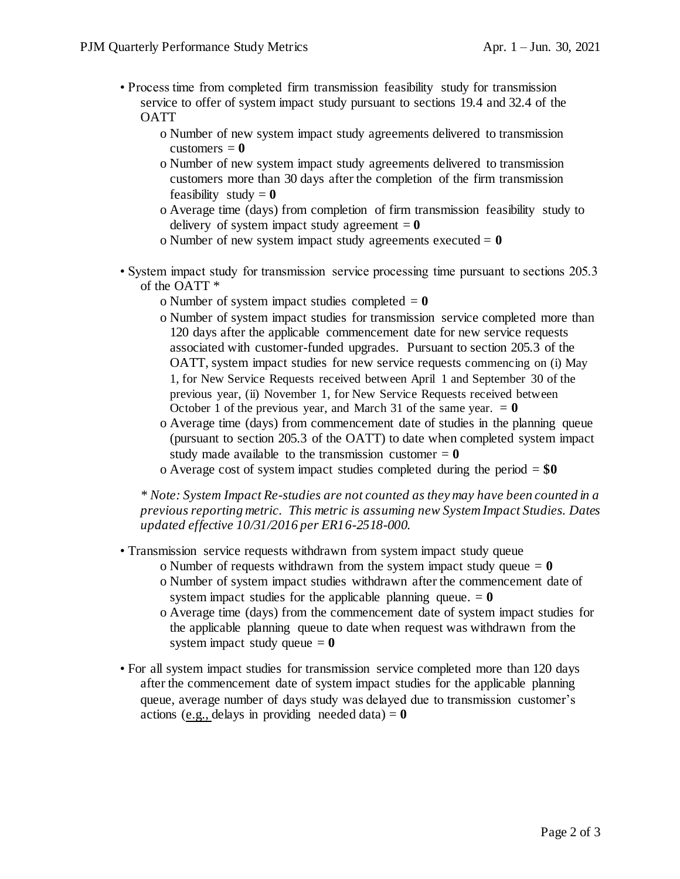- Process time from completed firm transmission feasibility study for transmission service to offer of system impact study pursuant to sections 19.4 and 32.4 of the OATT
  - Number of new system impact study agreements delivered to transmission customers = **0**
  - Number of new system impact study agreements delivered to transmission customers more than 30 days after the completion of the firm transmission feasibility study = **0**
  - Average time (days) from completion of firm transmission feasibility study to delivery of system impact study agreement = **0**
  - Number of new system impact study agreements executed = **0**

- System impact study for transmission service processing time pursuant to sections 205.3 of the OATT *
  - Number of system impact studies completed = **0**
  - Number of system impact studies for transmission service completed more than 120 days after the applicable commencement date for new service requests associated with customer-funded upgrades. Pursuant to section 205.3 of the OATT, system impact studies for new service requests commencing on (i) May 1, for New Service Requests received between April 1 and September 30 of the previous year, (ii) November 1, for New Service Requests received between October 1 of the previous year, and March 31 of the same year. = **0**
  - Average time (days) from commencement date of studies in the planning queue (pursuant to section 205.3 of the OATT) to date when completed system impact study made available to the transmission customer = **0**
  - Average cost of system impact studies completed during the period = **$0**

  *\* Note: System Impact Re-studies are not counted as they may have been counted in a previous reporting metric. This metric is assuming new System Impact Studies. Dates updated effective 10/31/2016 per ER16-2518-000.*

- Transmission service requests withdrawn from system impact study queue
  - Number of requests withdrawn from the system impact study queue = **0**
  - Number of system impact studies withdrawn after the commencement date of system impact studies for the applicable planning queue. = **0**
  - Average time (days) from the commencement date of system impact studies for the applicable planning queue to date when request was withdrawn from the system impact study queue = **0**

- For all system impact studies for transmission service completed more than 120 days after the commencement date of system impact studies for the applicable planning queue, average number of days study was delayed due to transmission customer's actions (e.g., delays in providing needed data) = **0**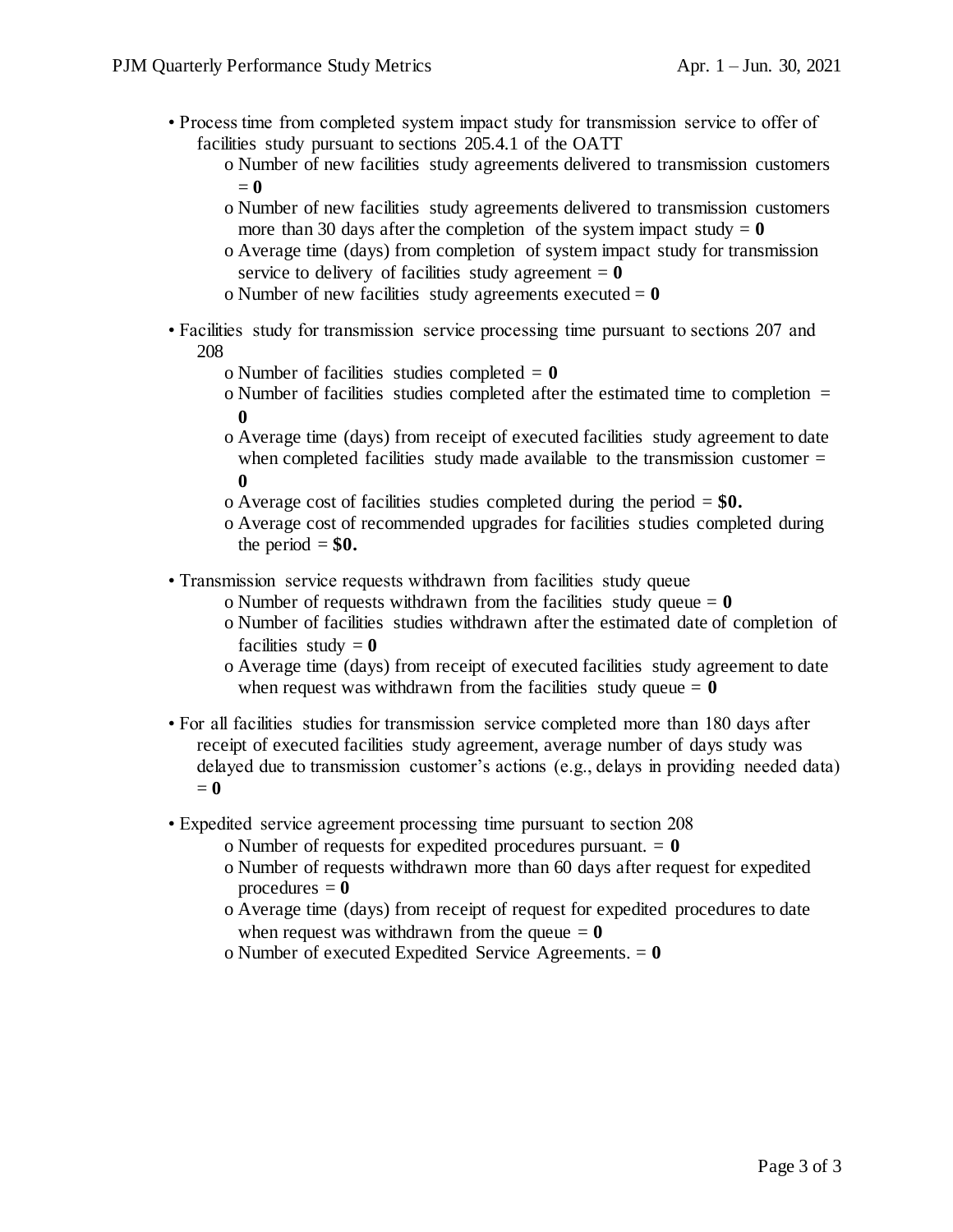- Process time from completed system impact study for transmission service to offer of facilities study pursuant to sections 205.4.1 of the OATT
  - Number of new facilities study agreements delivered to transmission customers = **0**
  - Number of new facilities study agreements delivered to transmission customers more than 30 days after the completion of the system impact study = **0**
  - Average time (days) from completion of system impact study for transmission service to delivery of facilities study agreement = **0**
  - Number of new facilities study agreements executed = **0**

- Facilities study for transmission service processing time pursuant to sections 207 and 208
  - Number of facilities studies completed = **0**
  - Number of facilities studies completed after the estimated time to completion = **0**
  - Average time (days) from receipt of executed facilities study agreement to date when completed facilities study made available to the transmission customer = **0**
  - Average cost of facilities studies completed during the period = **$0.**
  - Average cost of recommended upgrades for facilities studies completed during the period = **$0.**

- Transmission service requests withdrawn from facilities study queue
  - Number of requests withdrawn from the facilities study queue = **0**
  - Number of facilities studies withdrawn after the estimated date of completion of facilities study = **0**
  - Average time (days) from receipt of executed facilities study agreement to date when request was withdrawn from the facilities study queue = **0**

- For all facilities studies for transmission service completed more than 180 days after receipt of executed facilities study agreement, average number of days study was delayed due to transmission customer's actions (e.g., delays in providing needed data) = **0**

- Expedited service agreement processing time pursuant to section 208
  - Number of requests for expedited procedures pursuant. = **0**
  - Number of requests withdrawn more than 60 days after request for expedited procedures = **0**
  - Average time (days) from receipt of request for expedited procedures to date when request was withdrawn from the queue = **0**
  - Number of executed Expedited Service Agreements. = **0**